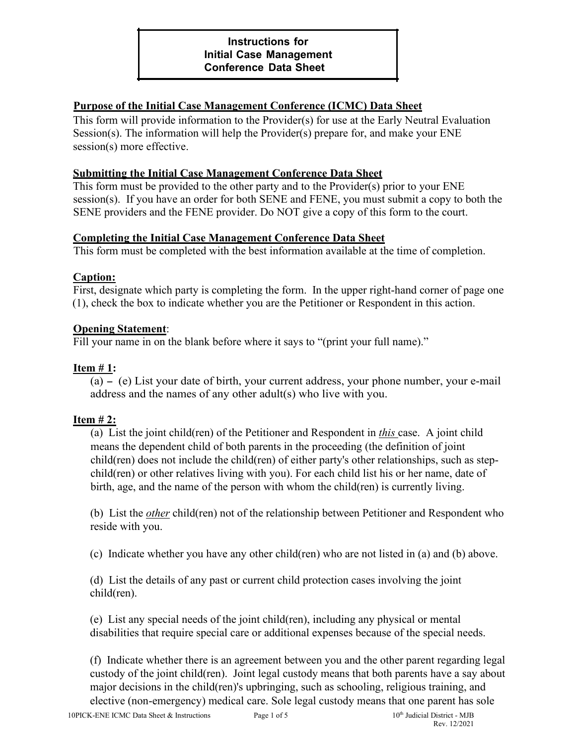# Instructions for Initial Case Management Conference Data Sheet

## Purpose of the Initial Case Management Conference (ICMC) Data Sheet

This form will provide information to the Provider(s) for use at the Early Neutral Evaluation Session(s). The information will help the Provider(s) prepare for, and make your ENE session(s) more effective.

## Submitting the Initial Case Management Conference Data Sheet

This form must be provided to the other party and to the Provider(s) prior to your ENE session(s). If you have an order for both SENE and FENE, you must submit a copy to both the SENE providers and the FENE provider. Do NOT give a copy of this form to the court.

## Completing the Initial Case Management Conference Data Sheet

This form must be completed with the best information available at the time of completion.

## Caption:

First, designate which party is completing the form. In the upper right-hand corner of page one (1), check the box to indicate whether you are the Petitioner or Respondent in this action.

## Opening Statement:

Fill your name in on the blank before where it says to "(print your full name)."

## Item # 1:

(a) – (e) List your date of birth, your current address, your phone number, your e-mail address and the names of any other adult(s) who live with you.

## Item # 2:

(a) List the joint child(ren) of the Petitioner and Respondent in *this* case. A joint child means the dependent child of both parents in the proceeding (the definition of joint child(ren) does not include the child(ren) of either party's other relationships, such as step-child(ren) or other relatives living with you). For each child list his or her name, date of birth, age, and the name of the person with whom the child(ren) is currently living.

(b) List the *other* child(ren) not of the relationship between Petitioner and Respondent who reside with you.

(c) Indicate whether you have any other child(ren) who are not listed in (a) and (b) above.

(d) List the details of any past or current child protection cases involving the joint child(ren).

(e) List any special needs of the joint child(ren), including any physical or mental disabilities that require special care or additional expenses because of the special needs.

(f) Indicate whether there is an agreement between you and the other parent regarding legal custody of the joint child(ren). Joint legal custody means that both parents have a say about major decisions in the child(ren)'s upbringing, such as schooling, religious training, and elective (non-emergency) medical care. Sole legal custody means that one parent has sole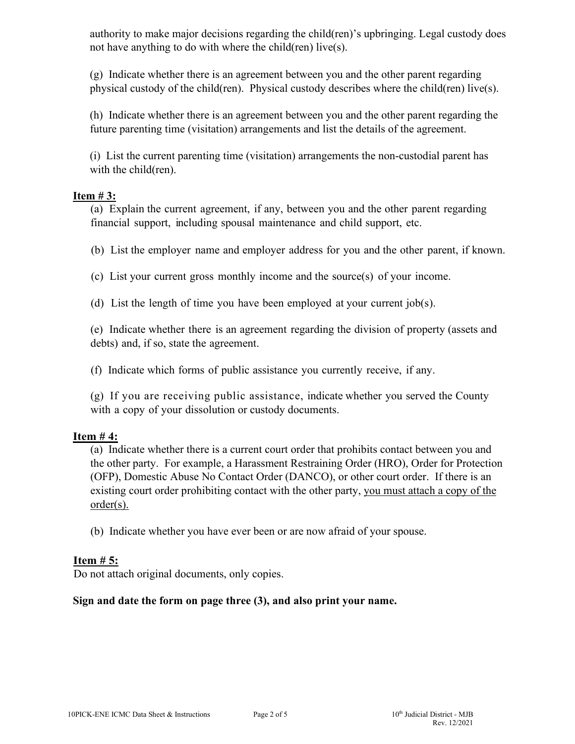authority to make major decisions regarding the child(ren)'s upbringing. Legal custody does not have anything to do with where the child(ren) live(s).

(g) Indicate whether there is an agreement between you and the other parent regarding physical custody of the child(ren). Physical custody describes where the child(ren) live(s).

(h) Indicate whether there is an agreement between you and the other parent regarding the future parenting time (visitation) arrangements and list the details of the agreement.

(i) List the current parenting time (visitation) arrangements the non-custodial parent has with the child(ren).

**Item # 3:**

(a) Explain the current agreement, if any, between you and the other parent regarding financial support, including spousal maintenance and child support, etc.

(b) List the employer name and employer address for you and the other parent, if known.

(c) List your current gross monthly income and the source(s) of your income.

(d) List the length of time you have been employed at your current job(s).

(e) Indicate whether there is an agreement regarding the division of property (assets and debts) and, if so, state the agreement.

(f) Indicate which forms of public assistance you currently receive, if any.

(g) If you are receiving public assistance, indicate whether you served the County with a copy of your dissolution or custody documents.

**Item # 4:**

(a) Indicate whether there is a current court order that prohibits contact between you and the other party. For example, a Harassment Restraining Order (HRO), Order for Protection (OFP), Domestic Abuse No Contact Order (DANCO), or other court order. If there is an existing court order prohibiting contact with the other party, <u>you must attach a copy of the order(s).</u>

(b) Indicate whether you have ever been or are now afraid of your spouse.

**Item # 5:**

Do not attach original documents, only copies.

**Sign and date the form on page three (3), and also print your name.**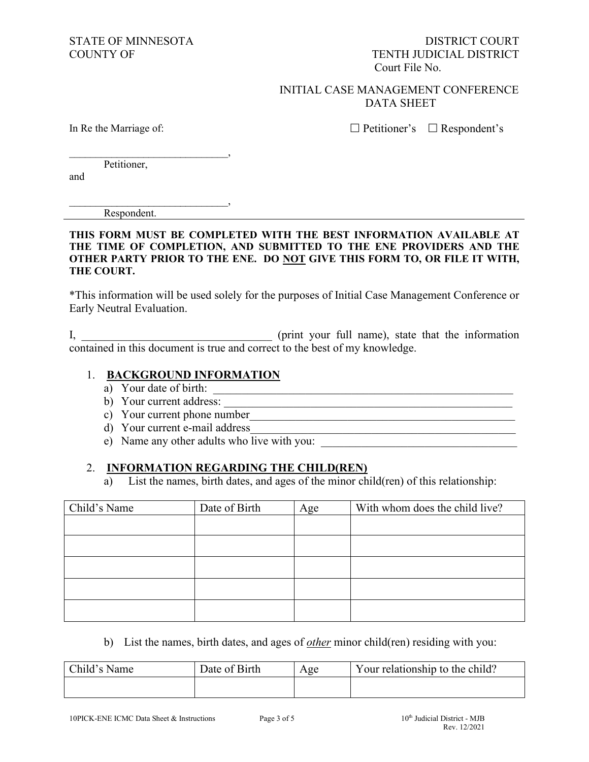STATE OF MINNESOTA
COUNTY OF

DISTRICT COURT
TENTH JUDICIAL DISTRICT
Court File No.

INITIAL CASE MANAGEMENT CONFERENCE
DATA SHEET

In Re the Marriage of:

☐ Petitioner's ☐ Respondent's

_____________________________,
Petitioner,

and

_____________________________,
Respondent.

---

**THIS FORM MUST BE COMPLETED WITH THE BEST INFORMATION AVAILABLE AT THE TIME OF COMPLETION, AND SUBMITTED TO THE ENE PROVIDERS AND THE OTHER PARTY PRIOR TO THE ENE. DO <u>NOT</u> GIVE THIS FORM TO, OR FILE IT WITH, THE COURT.**

*This information will be used solely for the purposes of Initial Case Management Conference or Early Neutral Evaluation.

I, ________________________________ (print your full name), state that the information contained in this document is true and correct to the best of my knowledge.

1. **<u>BACKGROUND INFORMATION</u>**
   a) Your date of birth: ____________________________________________________
   b) Your current address: __________________________________________________
   c) Your current phone number______________________________________________
   d) Your current e-mail address______________________________________________
   e) Name any other adults who live with you: _________________________________

2. **<u>INFORMATION REGARDING THE CHILD(REN)</u>**
   a) List the names, birth dates, and ages of the minor child(ren) of this relationship:

| Child's Name | Date of Birth | Age | With whom does the child live? |
|---|---|---|---|
| | | | |
| | | | |
| | | | |
| | | | |
| | | | |

   b) List the names, birth dates, and ages of *<u>other</u>* minor child(ren) residing with you:

| Child's Name | Date of Birth | Age | Your relationship to the child? |
|---|---|---|---|
| | | | |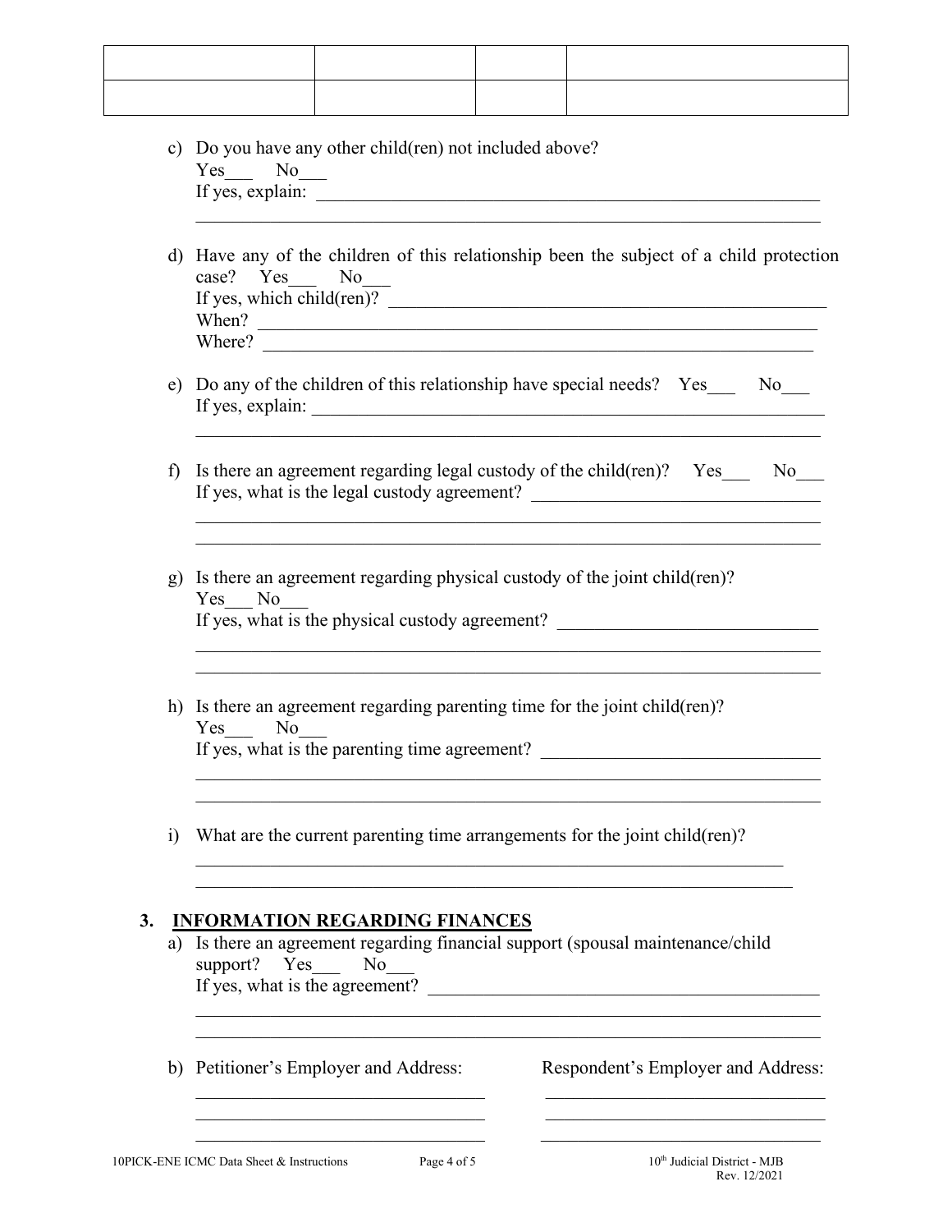| | | | |
|---|---|---|---|
| | | | |
| | | | |

c) Do you have any other child(ren) not included above?
Yes___ No___
If yes, explain: ______________________________________________________
______________________________________________________________________

d) Have any of the children of this relationship been the subject of a child protection case? Yes___ No___
If yes, which child(ren)? ______________________________________________
When? ____________________________________________________________
Where? ____________________________________________________________

e) Do any of the children of this relationship have special needs? Yes___ No___
If yes, explain: ______________________________________________________
______________________________________________________________________

f) Is there an agreement regarding legal custody of the child(ren)? Yes___ No___
If yes, what is the legal custody agreement? ______________________________
______________________________________________________________________
______________________________________________________________________

g) Is there an agreement regarding physical custody of the joint child(ren)?
Yes___ No___
If yes, what is the physical custody agreement? ___________________________
______________________________________________________________________
______________________________________________________________________

h) Is there an agreement regarding parenting time for the joint child(ren)?
Yes___ No___
If yes, what is the parenting time agreement? _____________________________
______________________________________________________________________
______________________________________________________________________

i) What are the current parenting time arrangements for the joint child(ren)?
______________________________________________________________________
______________________________________________________________________

## 3. INFORMATION REGARDING FINANCES

a) Is there an agreement regarding financial support (spousal maintenance/child support? Yes___ No___
If yes, what is the agreement? _________________________________________
______________________________________________________________________
______________________________________________________________________

b) Petitioner's Employer and Address: ____________________________
____________________________
____________________________

Respondent's Employer and Address: ____________________________
____________________________
____________________________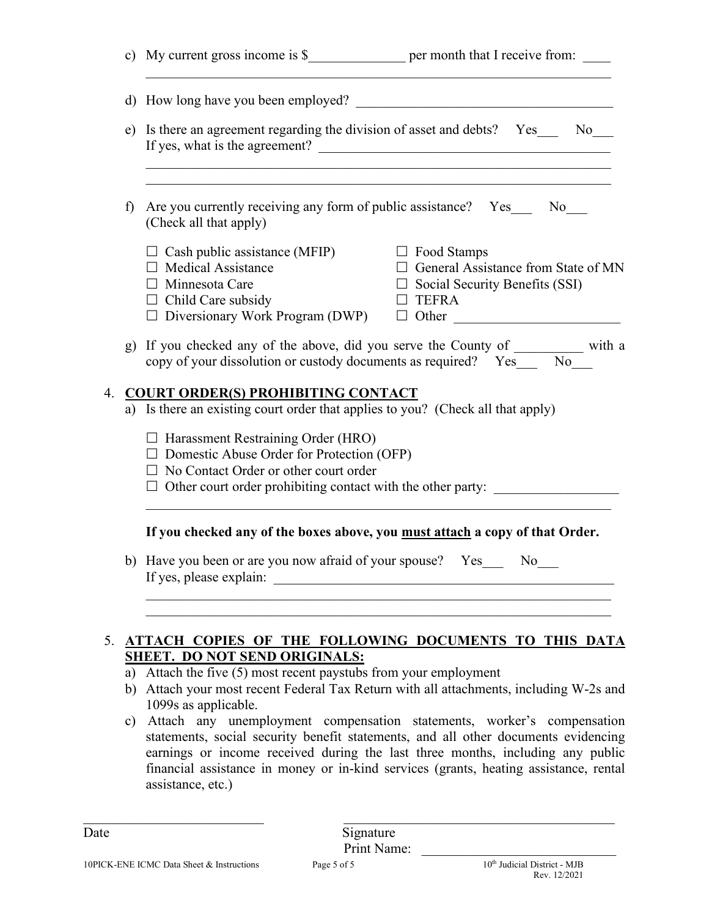c) My current gross income is $______________ per month that I receive from: ____
_____________________________________________________________________

d) How long have you been employed? ______________________________________

e) Is there an agreement regarding the division of asset and debts? Yes___ No___
If yes, what is the agreement? ____________________________________________
_____________________________________________________________________
_____________________________________________________________________

f) Are you currently receiving any form of public assistance? Yes___ No___
(Check all that apply)

☐ Cash public assistance (MFIP)
☐ Medical Assistance
☐ Minnesota Care
☐ Child Care subsidy
☐ Diversionary Work Program (DWP)
☐ Food Stamps
☐ General Assistance from State of MN
☐ Social Security Benefits (SSI)
☐ TEFRA
☐ Other ________________________

g) If you checked any of the above, did you serve the County of __________ with a copy of your dissolution or custody documents as required? Yes___ No___

4. **COURT ORDER(S) PROHIBITING CONTACT**

a) Is there an existing court order that applies to you? (Check all that apply)

☐ Harassment Restraining Order (HRO)
☐ Domestic Abuse Order for Protection (OFP)
☐ No Contact Order or other court order
☐ Other court order prohibiting contact with the other party: __________________
_____________________________________________________________________

**If you checked any of the boxes above, you must attach a copy of that Order.**

b) Have you been or are you now afraid of your spouse? Yes___ No___
If yes, please explain: _____________________________________________________
_____________________________________________________________________
_____________________________________________________________________

5. **ATTACH COPIES OF THE FOLLOWING DOCUMENTS TO THIS DATA SHEET. DO NOT SEND ORIGINALS:**

a) Attach the five (5) most recent paystubs from your employment
b) Attach your most recent Federal Tax Return with all attachments, including W-2s and 1099s as applicable.
c) Attach any unemployment compensation statements, worker's compensation statements, social security benefit statements, and all other documents evidencing earnings or income received during the last three months, including any public financial assistance in money or in-kind services (grants, heating assistance, rental assistance, etc.)

___________________________
Date

___________________________________________
Signature
Print Name: ___________________________

10PICK-ENE ICMC Data Sheet & Instructions

10th Judicial District - MJB
Rev. 12/2021